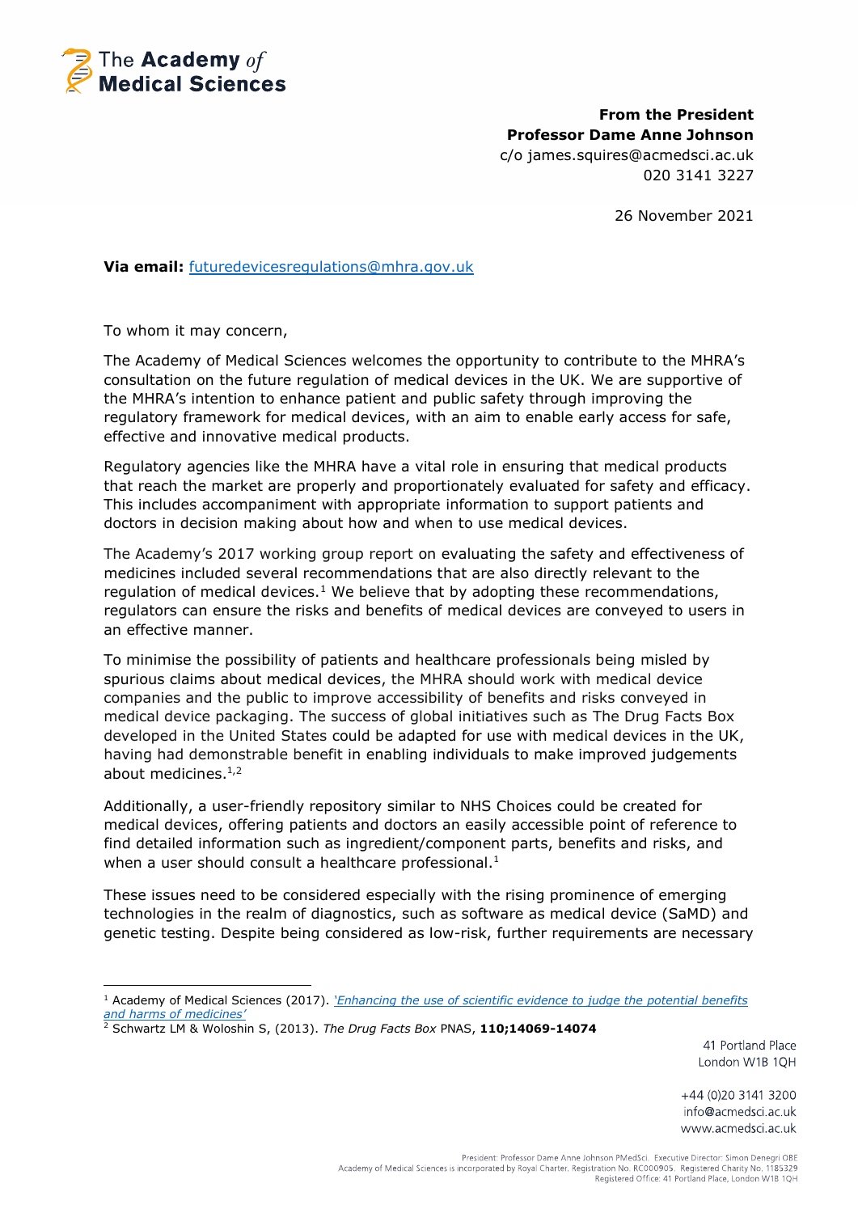The Academy of Medical Sciences

**From the President**
**Professor Dame Anne Johnson**
c/o james.squires@acmedsci.ac.uk
020 3141 3227

26 November 2021

**Via email:** futuredevicesregulations@mhra.gov.uk

To whom it may concern,

The Academy of Medical Sciences welcomes the opportunity to contribute to the MHRA's consultation on the future regulation of medical devices in the UK. We are supportive of the MHRA's intention to enhance patient and public safety through improving the regulatory framework for medical devices, with an aim to enable early access for safe, effective and innovative medical products.

Regulatory agencies like the MHRA have a vital role in ensuring that medical products that reach the market are properly and proportionately evaluated for safety and efficacy. This includes accompaniment with appropriate information to support patients and doctors in decision making about how and when to use medical devices.

The Academy's 2017 working group report on evaluating the safety and effectiveness of medicines included several recommendations that are also directly relevant to the regulation of medical devices.[1] We believe that by adopting these recommendations, regulators can ensure the risks and benefits of medical devices are conveyed to users in an effective manner.

To minimise the possibility of patients and healthcare professionals being misled by spurious claims about medical devices, the MHRA should work with medical device companies and the public to improve accessibility of benefits and risks conveyed in medical device packaging. The success of global initiatives such as The Drug Facts Box developed in the United States could be adapted for use with medical devices in the UK, having had demonstrable benefit in enabling individuals to make improved judgements about medicines.[1,2]

Additionally, a user-friendly repository similar to NHS Choices could be created for medical devices, offering patients and doctors an easily accessible point of reference to find detailed information such as ingredient/component parts, benefits and risks, and when a user should consult a healthcare professional.[1]

These issues need to be considered especially with the rising prominence of emerging technologies in the realm of diagnostics, such as software as medical device (SaMD) and genetic testing. Despite being considered as low-risk, further requirements are necessary

---

[1] Academy of Medical Sciences (2017). *'Enhancing the use of scientific evidence to judge the potential benefits and harms of medicines'*

[2] Schwartz LM & Woloshin S, (2013). *The Drug Facts Box* PNAS, **110;14069-14074**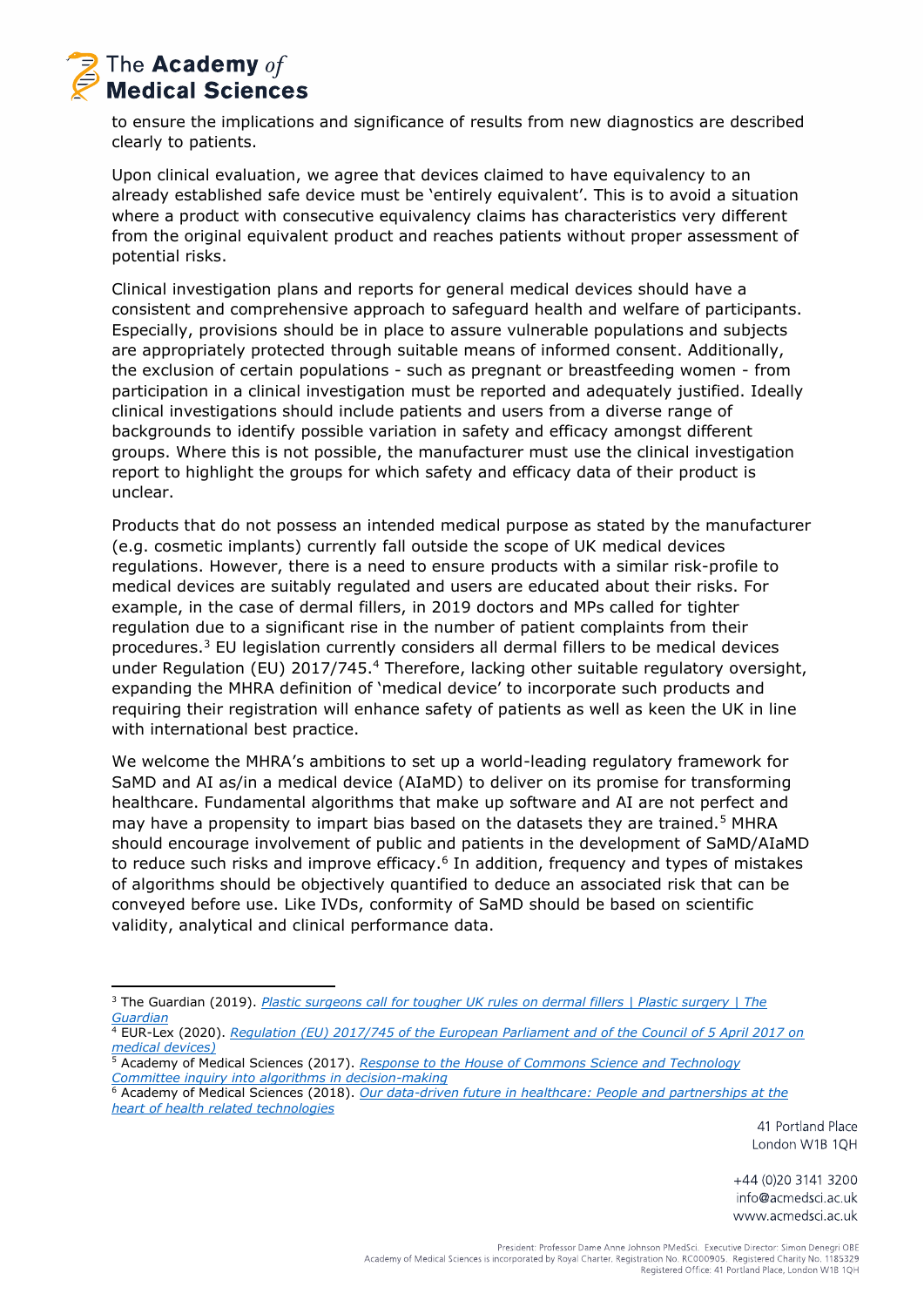to ensure the implications and significance of results from new diagnostics are described clearly to patients.

Upon clinical evaluation, we agree that devices claimed to have equivalency to an already established safe device must be 'entirely equivalent'. This is to avoid a situation where a product with consecutive equivalency claims has characteristics very different from the original equivalent product and reaches patients without proper assessment of potential risks.

Clinical investigation plans and reports for general medical devices should have a consistent and comprehensive approach to safeguard health and welfare of participants. Especially, provisions should be in place to assure vulnerable populations and subjects are appropriately protected through suitable means of informed consent. Additionally, the exclusion of certain populations - such as pregnant or breastfeeding women - from participation in a clinical investigation must be reported and adequately justified. Ideally clinical investigations should include patients and users from a diverse range of backgrounds to identify possible variation in safety and efficacy amongst different groups. Where this is not possible, the manufacturer must use the clinical investigation report to highlight the groups for which safety and efficacy data of their product is unclear.

Products that do not possess an intended medical purpose as stated by the manufacturer (e.g. cosmetic implants) currently fall outside the scope of UK medical devices regulations. However, there is a need to ensure products with a similar risk-profile to medical devices are suitably regulated and users are educated about their risks. For example, in the case of dermal fillers, in 2019 doctors and MPs called for tighter regulation due to a significant rise in the number of patient complaints from their procedures.[3] EU legislation currently considers all dermal fillers to be medical devices under Regulation (EU) 2017/745.[4] Therefore, lacking other suitable regulatory oversight, expanding the MHRA definition of 'medical device' to incorporate such products and requiring their registration will enhance safety of patients as well as keen the UK in line with international best practice.

We welcome the MHRA's ambitions to set up a world-leading regulatory framework for SaMD and AI as/in a medical device (AIaMD) to deliver on its promise for transforming healthcare. Fundamental algorithms that make up software and AI are not perfect and may have a propensity to impart bias based on the datasets they are trained.[5] MHRA should encourage involvement of public and patients in the development of SaMD/AIaMD to reduce such risks and improve efficacy.[6] In addition, frequency and types of mistakes of algorithms should be objectively quantified to deduce an associated risk that can be conveyed before use. Like IVDs, conformity of SaMD should be based on scientific validity, analytical and clinical performance data.

---

[3] The Guardian (2019). *Plastic surgeons call for tougher UK rules on dermal fillers | Plastic surgery | The Guardian*

[4] EUR-Lex (2020). *Regulation (EU) 2017/745 of the European Parliament and of the Council of 5 April 2017 on medical devices)*

[5] Academy of Medical Sciences (2017). *Response to the House of Commons Science and Technology Committee inquiry into algorithms in decision-making*

[6] Academy of Medical Sciences (2018). *Our data-driven future in healthcare: People and partnerships at the heart of health related technologies*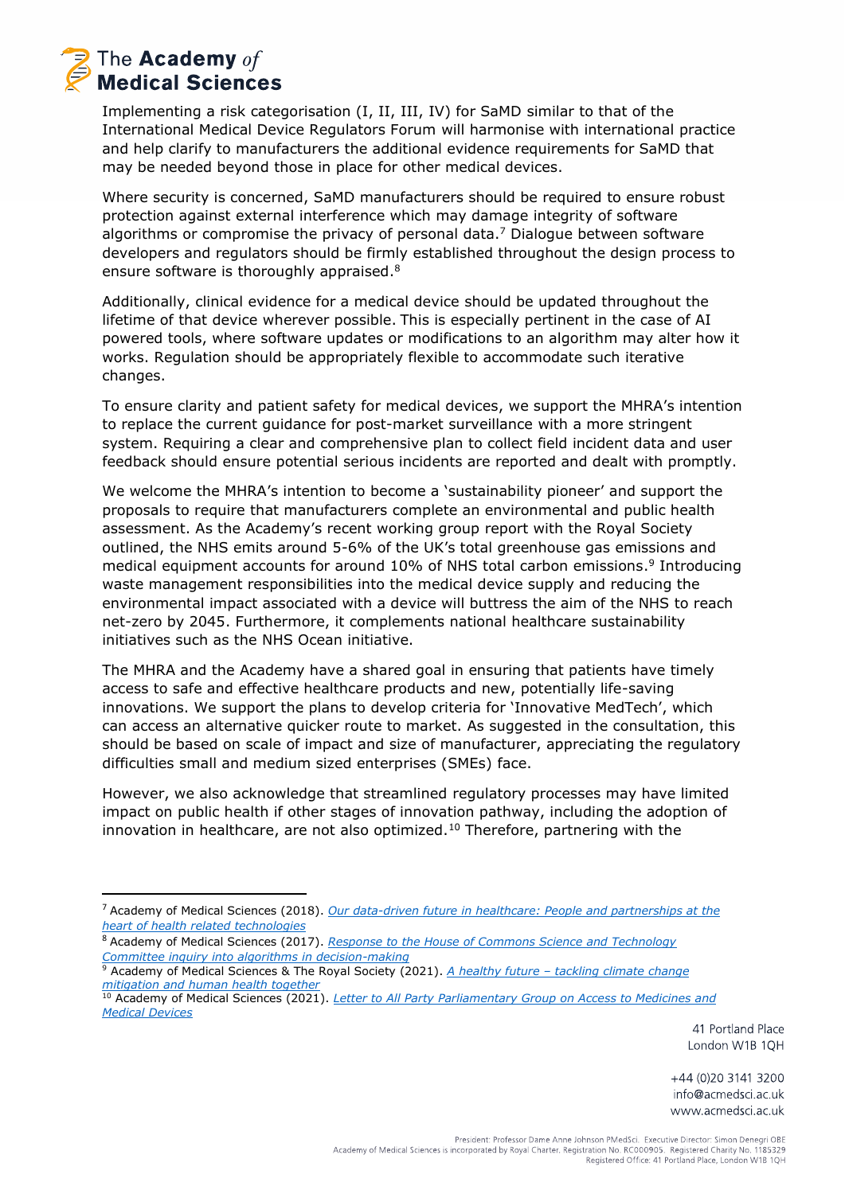Implementing a risk categorisation (I, II, III, IV) for SaMD similar to that of the International Medical Device Regulators Forum will harmonise with international practice and help clarify to manufacturers the additional evidence requirements for SaMD that may be needed beyond those in place for other medical devices.

Where security is concerned, SaMD manufacturers should be required to ensure robust protection against external interference which may damage integrity of software algorithms or compromise the privacy of personal data.[7] Dialogue between software developers and regulators should be firmly established throughout the design process to ensure software is thoroughly appraised.[8]

Additionally, clinical evidence for a medical device should be updated throughout the lifetime of that device wherever possible. This is especially pertinent in the case of AI powered tools, where software updates or modifications to an algorithm may alter how it works. Regulation should be appropriately flexible to accommodate such iterative changes.

To ensure clarity and patient safety for medical devices, we support the MHRA's intention to replace the current guidance for post-market surveillance with a more stringent system. Requiring a clear and comprehensive plan to collect field incident data and user feedback should ensure potential serious incidents are reported and dealt with promptly.

We welcome the MHRA's intention to become a 'sustainability pioneer' and support the proposals to require that manufacturers complete an environmental and public health assessment. As the Academy's recent working group report with the Royal Society outlined, the NHS emits around 5-6% of the UK's total greenhouse gas emissions and medical equipment accounts for around 10% of NHS total carbon emissions.[9] Introducing waste management responsibilities into the medical device supply and reducing the environmental impact associated with a device will buttress the aim of the NHS to reach net-zero by 2045. Furthermore, it complements national healthcare sustainability initiatives such as the NHS Ocean initiative.

The MHRA and the Academy have a shared goal in ensuring that patients have timely access to safe and effective healthcare products and new, potentially life-saving innovations. We support the plans to develop criteria for 'Innovative MedTech', which can access an alternative quicker route to market. As suggested in the consultation, this should be based on scale of impact and size of manufacturer, appreciating the regulatory difficulties small and medium sized enterprises (SMEs) face.

However, we also acknowledge that streamlined regulatory processes may have limited impact on public health if other stages of innovation pathway, including the adoption of innovation in healthcare, are not also optimized.[10] Therefore, partnering with the

---

[7] Academy of Medical Sciences (2018). *Our data-driven future in healthcare: People and partnerships at the heart of health related technologies*

[8] Academy of Medical Sciences (2017). *Response to the House of Commons Science and Technology Committee inquiry into algorithms in decision-making*

[9] Academy of Medical Sciences & The Royal Society (2021). *A healthy future – tackling climate change mitigation and human health together*

[10] Academy of Medical Sciences (2021). *Letter to All Party Parliamentary Group on Access to Medicines and Medical Devices*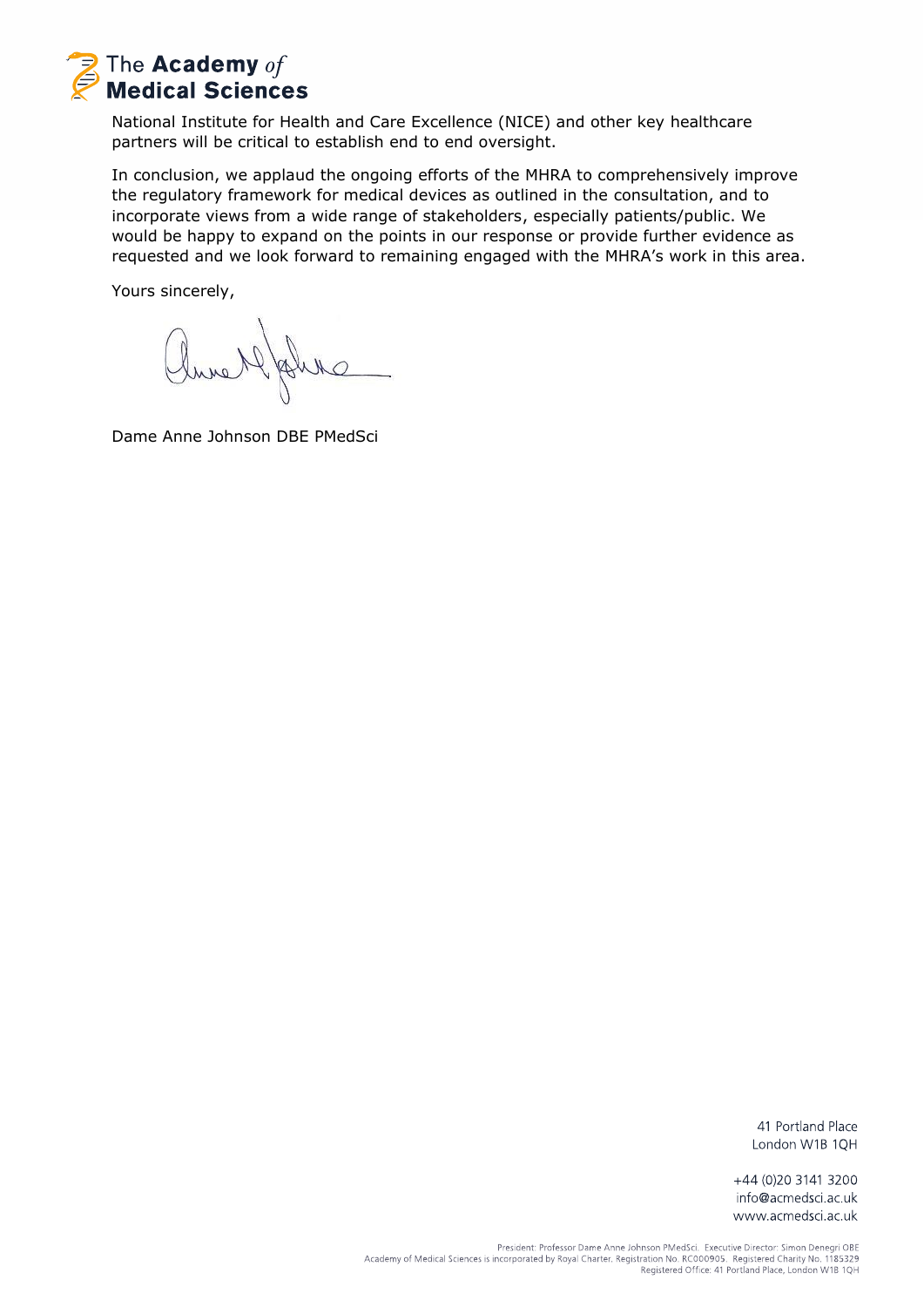National Institute for Health and Care Excellence (NICE) and other key healthcare partners will be critical to establish end to end oversight.

In conclusion, we applaud the ongoing efforts of the MHRA to comprehensively improve the regulatory framework for medical devices as outlined in the consultation, and to incorporate views from a wide range of stakeholders, especially patients/public. We would be happy to expand on the points in our response or provide further evidence as requested and we look forward to remaining engaged with the MHRA's work in this area.

Yours sincerely,

Dame Anne Johnson DBE PMedSci

41 Portland Place
London W1B 1QH

+44 (0)20 3141 3200
info@acmedsci.ac.uk
www.acmedsci.ac.uk

President: Professor Dame Anne Johnson PMedSci. Executive Director: Simon Denegri OBE
Academy of Medical Sciences is incorporated by Royal Charter. Registration No. RC000905. Registered Charity No. 1185329
Registered Office: 41 Portland Place, London W1B 1QH